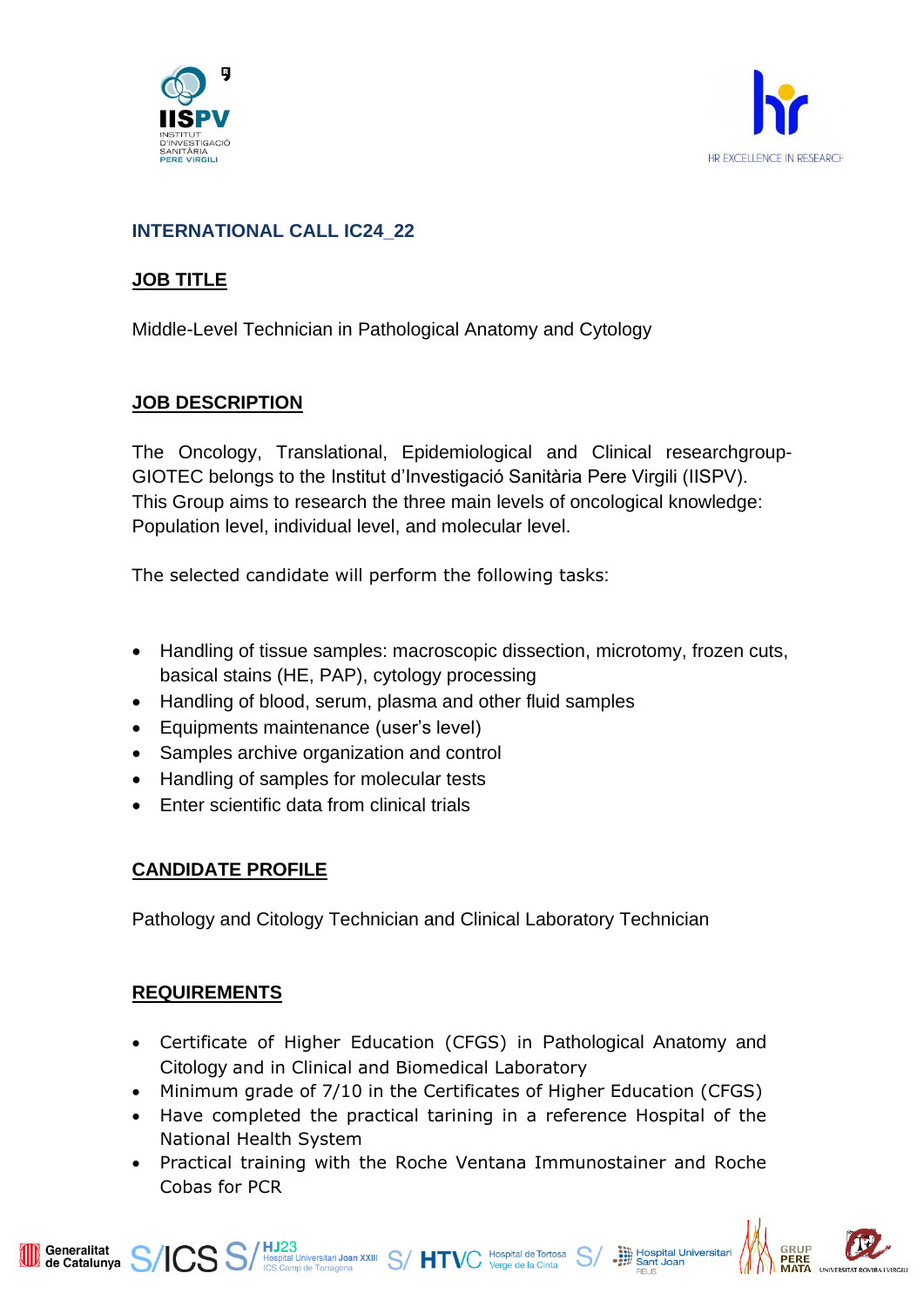## INTERNATIONAL CALL IC24_22

### JOB TITLE

Middle-Level Technician in Pathological Anatomy and Cytology

### JOB DESCRIPTION

The Oncology, Translational, Epidemiological and Clinical researchgroup-GIOTEC belongs to the Institut d'Investigació Sanitària Pere Virgili (IISPV). This Group aims to research the three main levels of oncological knowledge: Population level, individual level, and molecular level.

The selected candidate will perform the following tasks:

- Handling of tissue samples: macroscopic dissection, microtomy, frozen cuts, basical stains (HE, PAP), cytology processing
- Handling of blood, serum, plasma and other fluid samples
- Equipments maintenance (user's level)
- Samples archive organization and control
- Handling of samples for molecular tests
- Enter scientific data from clinical trials

### CANDIDATE PROFILE

Pathology and Citology Technician and Clinical Laboratory Technician

### REQUIREMENTS

- Certificate of Higher Education (CFGS) in Pathological Anatomy and Citology and in Clinical and Biomedical Laboratory
- Minimum grade of 7/10 in the Certificates of Higher Education (CFGS)
- Have completed the practical tarining in a reference Hospital of the National Health System
- Practical training with the Roche Ventana Immunostainer and Roche Cobas for PCR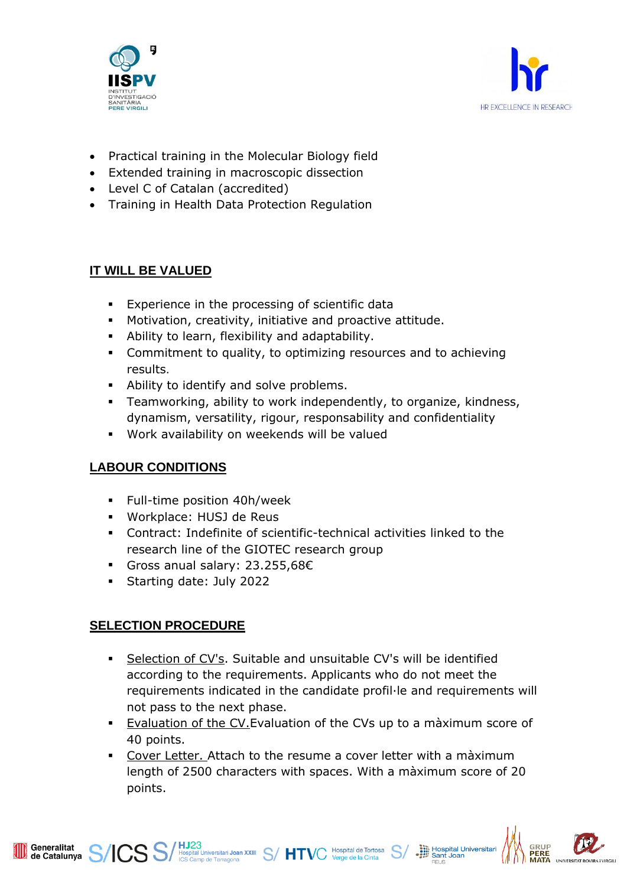- Practical training in the Molecular Biology field
- Extended training in macroscopic dissection
- Level C of Catalan (accredited)
- Training in Health Data Protection Regulation

## IT WILL BE VALUED

- Experience in the processing of scientific data
- Motivation, creativity, initiative and proactive attitude.
- Ability to learn, flexibility and adaptability.
- Commitment to quality, to optimizing resources and to achieving results.
- Ability to identify and solve problems.
- Teamworking, ability to work independently, to organize, kindness, dynamism, versatility, rigour, responsability and confidentiality
- Work availability on weekends will be valued

## LABOUR CONDITIONS

- Full-time position 40h/week
- Workplace: HUSJ de Reus
- Contract: Indefinite of scientific-technical activities linked to the research line of the GIOTEC research group
- Gross anual salary: 23.255,68€
- Starting date: July 2022

## SELECTION PROCEDURE

- Selection of CV's. Suitable and unsuitable CV's will be identified according to the requirements. Applicants who do not meet the requirements indicated in the candidate profil·le and requirements will not pass to the next phase.
- Evaluation of the CV.Evaluation of the CVs up to a màximum score of 40 points.
- Cover Letter. Attach to the resume a cover letter with a màximum length of 2500 characters with spaces. With a màximum score of 20 points.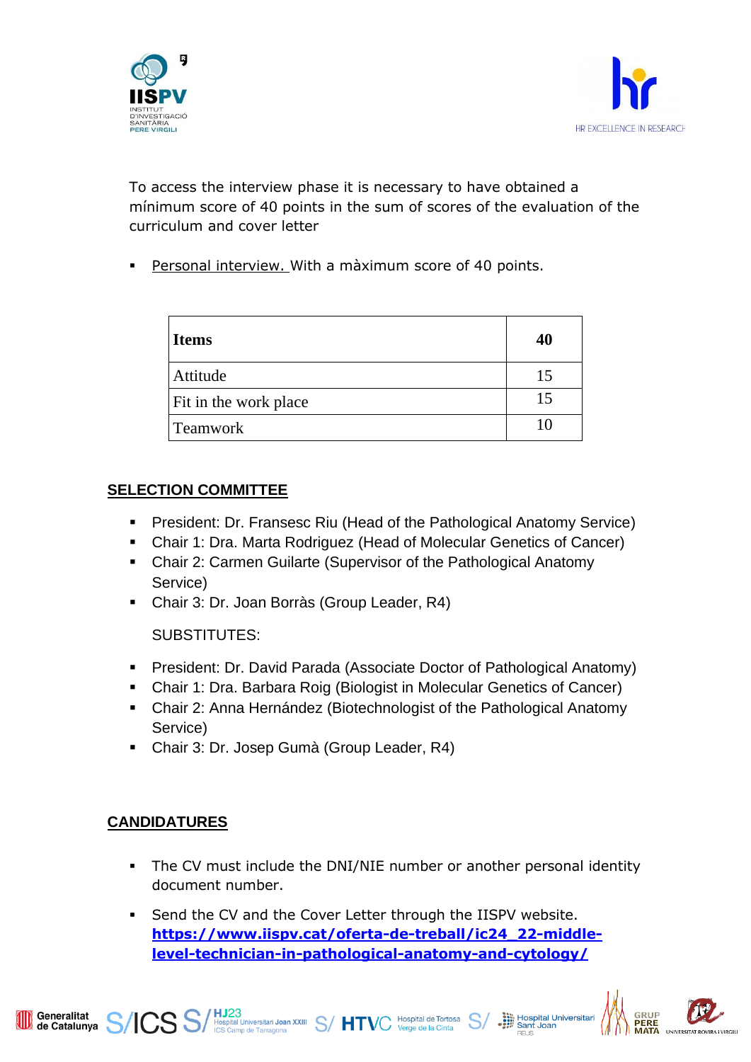To access the interview phase it is necessary to have obtained a mínimum score of 40 points in the sum of scores of the evaluation of the curriculum and cover letter

- Personal interview. With a màximum score of 40 points.

| **Items** | **40** |
|---|---|
| Attitude | 15 |
| Fit in the work place | 15 |
| Teamwork | 10 |

## SELECTION COMMITTEE

- President: Dr. Fransesc Riu (Head of the Pathological Anatomy Service)
- Chair 1: Dra. Marta Rodriguez (Head of Molecular Genetics of Cancer)
- Chair 2: Carmen Guilarte (Supervisor of the Pathological Anatomy Service)
- Chair 3: Dr. Joan Borràs (Group Leader, R4)

SUBSTITUTES:

- President: Dr. David Parada (Associate Doctor of Pathological Anatomy)
- Chair 1: Dra. Barbara Roig (Biologist in Molecular Genetics of Cancer)
- Chair 2: Anna Hernández (Biotechnologist of the Pathological Anatomy Service)
- Chair 3: Dr. Josep Gumà (Group Leader, R4)

## CANDIDATURES

- The CV must include the DNI/NIE number or another personal identity document number.
- Send the CV and the Cover Letter through the IISPV website. **https://www.iispv.cat/oferta-de-treball/ic24_22-middle-level-technician-in-pathological-anatomy-and-cytology/**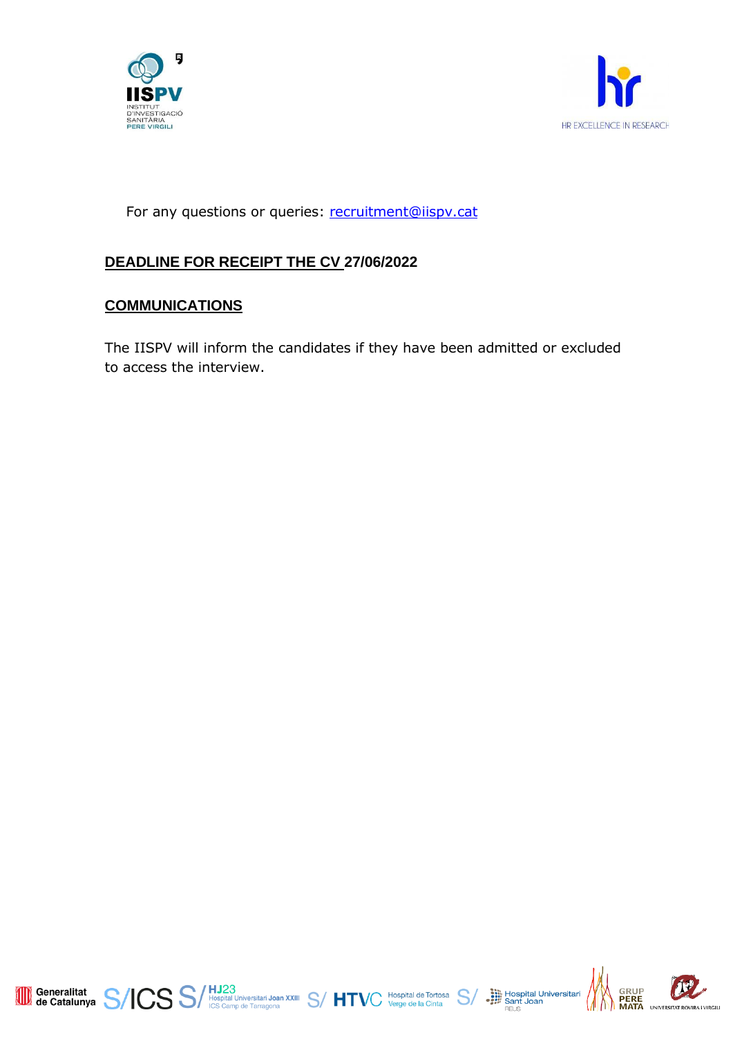For any questions or queries: [recruitment@iispv.cat](mailto:recruitment@iispv.cat)

## DEADLINE FOR RECEIPT THE CV 27/06/2022

## COMMUNICATIONS

The IISPV will inform the candidates if they have been admitted or excluded to access the interview.